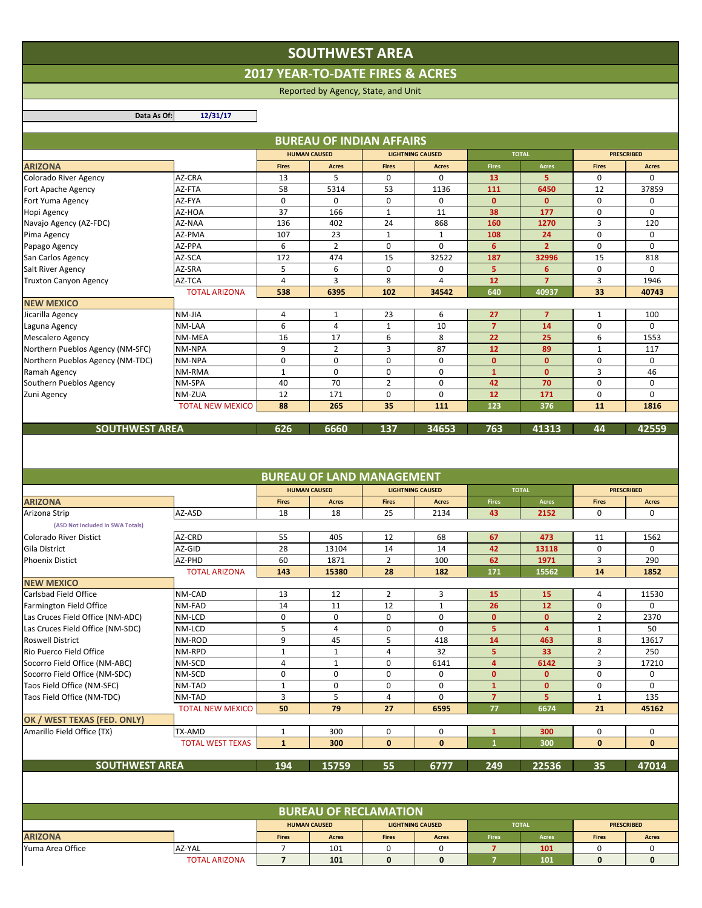# SOUTHWEST AREA

## 2017 YEAR-TO-DATE FIRES & ACRES

Reported by Agency, State, and Unit

**Data As Of:** 12/31/17

## BUREAU OF INDIAN AFFAIRS

| | | HUMAN CAUSED | | LIGHTNING CAUSED | | TOTAL | | PRESCRIBED | |
|---|---|---|---|---|---|---|---|---|---|
| **ARIZONA** | | Fires | Acres | Fires | Acres | Fires | Acres | Fires | Acres |
| Colorado River Agency | AZ-CRA | 13 | 5 | 0 | 0 | 13 | 5 | 0 | 0 |
| Fort Apache Agency | AZ-FTA | 58 | 5314 | 53 | 1136 | 111 | 6450 | 12 | 37859 |
| Fort Yuma Agency | AZ-FYA | 0 | 0 | 0 | 0 | 0 | 0 | 0 | 0 |
| Hopi Agency | AZ-HOA | 37 | 166 | 1 | 11 | 38 | 177 | 0 | 0 |
| Navajo Agency (AZ-FDC) | AZ-NAA | 136 | 402 | 24 | 868 | 160 | 1270 | 3 | 120 |
| Pima Agency | AZ-PMA | 107 | 23 | 1 | 1 | 108 | 24 | 0 | 0 |
| Papago Agency | AZ-PPA | 6 | 2 | 0 | 0 | 6 | 2 | 0 | 0 |
| San Carlos Agency | AZ-SCA | 172 | 474 | 15 | 32522 | 187 | 32996 | 15 | 818 |
| Salt River Agency | AZ-SRA | 5 | 6 | 0 | 0 | 5 | 6 | 0 | 0 |
| Truxton Canyon Agency | AZ-TCA | 4 | 3 | 8 | 4 | 12 | 7 | 3 | 1946 |
| | TOTAL ARIZONA | **538** | **6395** | **102** | **34542** | **640** | **40937** | **33** | **40743** |
| **NEW MEXICO** | | | | | | | | | |
| Jicarilla Agency | NM-JIA | 4 | 1 | 23 | 6 | 27 | 7 | 1 | 100 |
| Laguna Agency | NM-LAA | 6 | 4 | 1 | 10 | 7 | 14 | 0 | 0 |
| Mescalero Agency | NM-MEA | 16 | 17 | 6 | 8 | 22 | 25 | 6 | 1553 |
| Northern Pueblos Agency (NM-SFC) | NM-NPA | 9 | 2 | 3 | 87 | 12 | 89 | 1 | 117 |
| Northern Pueblos Agency (NM-TDC) | NM-NPA | 0 | 0 | 0 | 0 | 0 | 0 | 0 | 0 |
| Ramah Agency | NM-RMA | 1 | 0 | 0 | 0 | 1 | 0 | 3 | 46 |
| Southern Pueblos Agency | NM-SPA | 40 | 70 | 2 | 0 | 42 | 70 | 0 | 0 |
| Zuni Agency | NM-ZUA | 12 | 171 | 0 | 0 | 12 | 171 | 0 | 0 |
| | TOTAL NEW MEXICO | **88** | **265** | **35** | **111** | **123** | **376** | **11** | **1816** |
| **SOUTHWEST AREA** | | **626** | **6660** | **137** | **34653** | **763** | **41313** | **44** | **42559** |

## BUREAU OF LAND MANAGEMENT

| | | HUMAN CAUSED | | LIGHTNING CAUSED | | TOTAL | | PRESCRIBED | |
|---|---|---|---|---|---|---|---|---|---|
| **ARIZONA** | | Fires | Acres | Fires | Acres | Fires | Acres | Fires | Acres |
| Arizona Strip | AZ-ASD | 18 | 18 | 25 | 2134 | 43 | 2152 | 0 | 0 |
| (ASD Not included in SWA Totals) | | | | | | | | | |
| Colorado River Distict | AZ-CRD | 55 | 405 | 12 | 68 | 67 | 473 | 11 | 1562 |
| Gila District | AZ-GID | 28 | 13104 | 14 | 14 | 42 | 13118 | 0 | 0 |
| Phoenix Distict | AZ-PHD | 60 | 1871 | 2 | 100 | 62 | 1971 | 3 | 290 |
| | TOTAL ARIZONA | **143** | **15380** | **28** | **182** | **171** | **15562** | **14** | **1852** |
| **NEW MEXICO** | | | | | | | | | |
| Carlsbad Field Office | NM-CAD | 13 | 12 | 2 | 3 | 15 | 15 | 4 | 11530 |
| Farmington Field Office | NM-FAD | 14 | 11 | 12 | 1 | 26 | 12 | 0 | 0 |
| Las Cruces Field Office (NM-ADC) | NM-LCD | 0 | 0 | 0 | 0 | 0 | 0 | 2 | 2370 |
| Las Cruces Field Office (NM-SDC) | NM-LCD | 5 | 4 | 0 | 0 | 5 | 4 | 1 | 50 |
| Roswell District | NM-ROD | 9 | 45 | 5 | 418 | 14 | 463 | 8 | 13617 |
| Rio Puerco Field Office | NM-RPD | 1 | 1 | 4 | 32 | 5 | 33 | 2 | 250 |
| Socorro Field Office (NM-ABC) | NM-SCD | 4 | 1 | 0 | 6141 | 4 | 6142 | 3 | 17210 |
| Socorro Field Office (NM-SDC) | NM-SCD | 0 | 0 | 0 | 0 | 0 | 0 | 0 | 0 |
| Taos Field Office (NM-SFC) | NM-TAD | 1 | 0 | 0 | 0 | 1 | 0 | 0 | 0 |
| Taos Field Office (NM-TDC) | NM-TAD | 3 | 5 | 4 | 0 | 7 | 5 | 1 | 135 |
| | TOTAL NEW MEXICO | **50** | **79** | **27** | **6595** | **77** | **6674** | **21** | **45162** |
| **OK / WEST TEXAS (FED. ONLY)** | | | | | | | | | |
| Amarillo Field Office (TX) | TX-AMD | 1 | 300 | 0 | 0 | 1 | 300 | 0 | 0 |
| | TOTAL WEST TEXAS | **1** | **300** | **0** | **0** | **1** | **300** | **0** | **0** |
| **SOUTHWEST AREA** | | **194** | **15759** | **55** | **6777** | **249** | **22536** | **35** | **47014** |

## BUREAU OF RECLAMATION

| | | HUMAN CAUSED | | LIGHTNING CAUSED | | TOTAL | | PRESCRIBED | |
|---|---|---|---|---|---|---|---|---|---|
| **ARIZONA** | | Fires | Acres | Fires | Acres | Fires | Acres | Fires | Acres |
| Yuma Area Office | AZ-YAL | 7 | 101 | 0 | 0 | 7 | 101 | 0 | 0 |
| | TOTAL ARIZONA | **7** | **101** | **0** | **0** | **7** | **101** | **0** | **0** |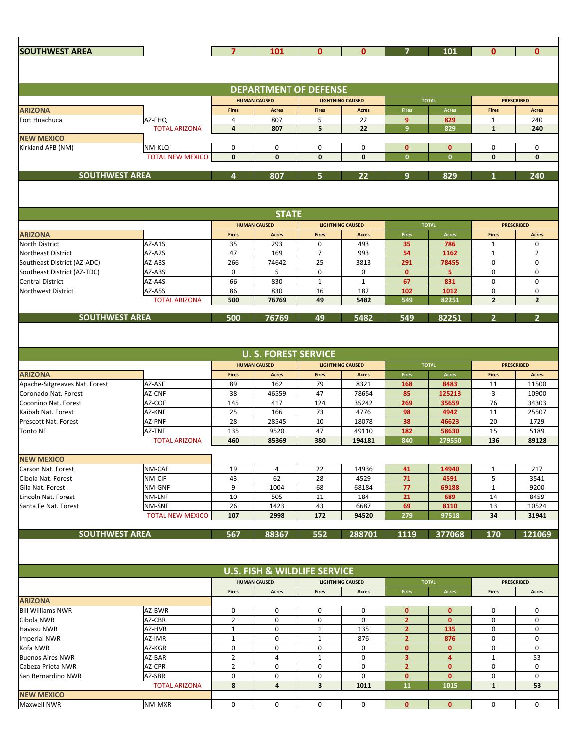| SOUTHWEST AREA | | 7 | 101 | 0 | 0 | 7 | 101 | 0 | 0 |
|---|---|---|---|---|---|---|---|---|---|

## DEPARTMENT OF DEFENSE

| | | HUMAN CAUSED | | LIGHTNING CAUSED | | TOTAL | | PRESCRIBED | |
|---|---|---|---|---|---|---|---|---|---|
| **ARIZONA** | | Fires | Acres | Fires | Acres | Fires | Acres | Fires | Acres |
| Fort Huachuca | AZ-FHQ | 4 | 807 | 5 | 22 | 9 | 829 | 1 | 240 |
| | TOTAL ARIZONA | 4 | 807 | 5 | 22 | 9 | 829 | 1 | 240 |
| **NEW MEXICO** | | | | | | | | | |
| Kirkland AFB (NM) | NM-KLQ | 0 | 0 | 0 | 0 | 0 | 0 | 0 | 0 |
| | TOTAL NEW MEXICO | 0 | 0 | 0 | 0 | 0 | 0 | 0 | 0 |
| **SOUTHWEST AREA** | | 4 | 807 | 5 | 22 | 9 | 829 | 1 | 240 |

## STATE

| | | HUMAN CAUSED | | LIGHTNING CAUSED | | TOTAL | | PRESCRIBED | |
|---|---|---|---|---|---|---|---|---|---|
| **ARIZONA** | | Fires | Acres | Fires | Acres | Fires | Acres | Fires | Acres |
| North District | AZ-A1S | 35 | 293 | 0 | 493 | 35 | 786 | 1 | 0 |
| Northeast District | AZ-A2S | 47 | 169 | 7 | 993 | 54 | 1162 | 1 | 2 |
| Southeast District (AZ-ADC) | AZ-A3S | 266 | 74642 | 25 | 3813 | 291 | 78455 | 0 | 0 |
| Southeast District (AZ-TDC) | AZ-A3S | 0 | 5 | 0 | 0 | 0 | 5 | 0 | 0 |
| Central District | AZ-A4S | 66 | 830 | 1 | 1 | 67 | 831 | 0 | 0 |
| Northwest District | AZ-A5S | 86 | 830 | 16 | 182 | 102 | 1012 | 0 | 0 |
| | TOTAL ARIZONA | 500 | 76769 | 49 | 5482 | 549 | 82251 | 2 | 2 |
| **SOUTHWEST AREA** | | 500 | 76769 | 49 | 5482 | 549 | 82251 | 2 | 2 |

## U. S. FOREST SERVICE

| | | HUMAN CAUSED | | LIGHTNING CAUSED | | TOTAL | | PRESCRIBED | |
|---|---|---|---|---|---|---|---|---|---|
| **ARIZONA** | | Fires | Acres | Fires | Acres | Fires | Acres | Fires | Acres |
| Apache-Sitgreaves Nat. Forest | AZ-ASF | 89 | 162 | 79 | 8321 | 168 | 8483 | 11 | 11500 |
| Coronado Nat. Forest | AZ-CNF | 38 | 46559 | 47 | 78654 | 85 | 125213 | 3 | 10900 |
| Coconino Nat. Forest | AZ-COF | 145 | 417 | 124 | 35242 | 269 | 35659 | 76 | 34303 |
| Kaibab Nat. Forest | AZ-KNF | 25 | 166 | 73 | 4776 | 98 | 4942 | 11 | 25507 |
| Prescott Nat. Forest | AZ-PNF | 28 | 28545 | 10 | 18078 | 38 | 46623 | 20 | 1729 |
| Tonto NF | AZ-TNF | 135 | 9520 | 47 | 49110 | 182 | 58630 | 15 | 5189 |
| | TOTAL ARIZONA | 460 | 85369 | 380 | 194181 | 840 | 279550 | 136 | 89128 |
| **NEW MEXICO** | | | | | | | | | |
| Carson Nat. Forest | NM-CAF | 19 | 4 | 22 | 14936 | 41 | 14940 | 1 | 217 |
| Cibola Nat. Forest | NM-CIF | 43 | 62 | 28 | 4529 | 71 | 4591 | 5 | 3541 |
| Gila Nat. Forest | NM-GNF | 9 | 1004 | 68 | 68184 | 77 | 69188 | 1 | 9200 |
| Lincoln Nat. Forest | NM-LNF | 10 | 505 | 11 | 184 | 21 | 689 | 14 | 8459 |
| Santa Fe Nat. Forest | NM-SNF | 26 | 1423 | 43 | 6687 | 69 | 8110 | 13 | 10524 |
| | TOTAL NEW MEXICO | 107 | 2998 | 172 | 94520 | 279 | 97518 | 34 | 31941 |
| **SOUTHWEST AREA** | | 567 | 88367 | 552 | 288701 | 1119 | 377068 | 170 | 121069 |

## U.S. FISH & WILDLIFE SERVICE

| | | HUMAN CAUSED | | LIGHTNING CAUSED | | TOTAL | | PRESCRIBED | |
|---|---|---|---|---|---|---|---|---|---|
| | | Fires | Acres | Fires | Acres | Fires | Acres | Fires | Acres |
| **ARIZONA** | | | | | | | | | |
| Bill Williams NWR | AZ-BWR | 0 | 0 | 0 | 0 | 0 | 0 | 0 | 0 |
| Cibola NWR | AZ-CBR | 2 | 0 | 0 | 0 | 2 | 0 | 0 | 0 |
| Havasu NWR | AZ-HVR | 1 | 0 | 1 | 135 | 2 | 135 | 0 | 0 |
| Imperial NWR | AZ-IMR | 1 | 0 | 1 | 876 | 2 | 876 | 0 | 0 |
| Kofa NWR | AZ-KGR | 0 | 0 | 0 | 0 | 0 | 0 | 0 | 0 |
| Buenos Aires NWR | AZ-BAR | 2 | 4 | 1 | 0 | 3 | 4 | 1 | 53 |
| Cabeza Prieta NWR | AZ-CPR | 2 | 0 | 0 | 0 | 2 | 0 | 0 | 0 |
| San Bernardino NWR | AZ-SBR | 0 | 0 | 0 | 0 | 0 | 0 | 0 | 0 |
| | TOTAL ARIZONA | 8 | 4 | 3 | 1011 | 11 | 1015 | 1 | 53 |
| **NEW MEXICO** | | | | | | | | | |
| Maxwell NWR | NM-MXR | 0 | 0 | 0 | 0 | 0 | 0 | 0 | 0 |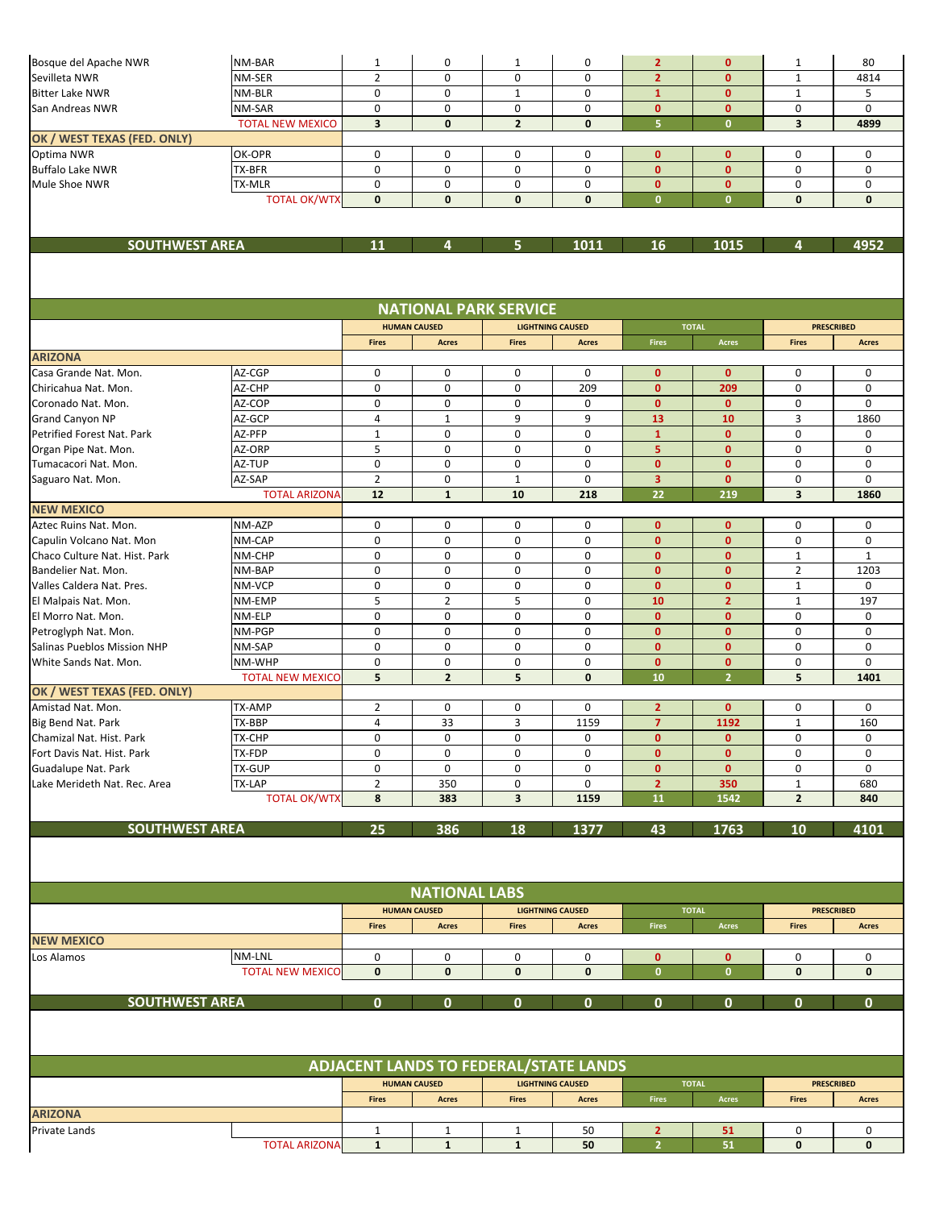| | | | | | | | | | |
|---|---|---|---|---|---|---|---|---|---|
| Bosque del Apache NWR | NM-BAR | 1 | 0 | 1 | 0 | 2 | 0 | 1 | 80 |
| Sevilleta NWR | NM-SER | 2 | 0 | 0 | 0 | 2 | 0 | 1 | 4814 |
| Bitter Lake NWR | NM-BLR | 0 | 0 | 1 | 0 | 1 | 0 | 1 | 5 |
| San Andreas NWR | NM-SAR | 0 | 0 | 0 | 0 | 0 | 0 | 0 | 0 |
| | TOTAL NEW MEXICO | 3 | 0 | 2 | 0 | 5 | 0 | 3 | 4899 |
| **OK / WEST TEXAS (FED. ONLY)** | | | | | | | | | |
| Optima NWR | OK-OPR | 0 | 0 | 0 | 0 | 0 | 0 | 0 | 0 |
| Buffalo Lake NWR | TX-BFR | 0 | 0 | 0 | 0 | 0 | 0 | 0 | 0 |
| Mule Shoe NWR | TX-MLR | 0 | 0 | 0 | 0 | 0 | 0 | 0 | 0 |
| | TOTAL OK/WTX | 0 | 0 | 0 | 0 | 0 | 0 | 0 | 0 |
| **SOUTHWEST AREA** | | 11 | 4 | 5 | 1011 | 16 | 1015 | 4 | 4952 |

## NATIONAL PARK SERVICE

| | | HUMAN CAUSED | | LIGHTNING CAUSED | | TOTAL | | PRESCRIBED | |
|---|---|---|---|---|---|---|---|---|---|
| | | Fires | Acres | Fires | Acres | Fires | Acres | Fires | Acres |
| **ARIZONA** | | | | | | | | | |
| Casa Grande Nat. Mon. | AZ-CGP | 0 | 0 | 0 | 0 | 0 | 0 | 0 | 0 |
| Chiricahua Nat. Mon. | AZ-CHP | 0 | 0 | 0 | 209 | 0 | 209 | 0 | 0 |
| Coronado Nat. Mon. | AZ-COP | 0 | 0 | 0 | 0 | 0 | 0 | 0 | 0 |
| Grand Canyon NP | AZ-GCP | 4 | 1 | 9 | 9 | 13 | 10 | 3 | 1860 |
| Petrified Forest Nat. Park | AZ-PFP | 1 | 0 | 0 | 0 | 1 | 0 | 0 | 0 |
| Organ Pipe Nat. Mon. | AZ-ORP | 5 | 0 | 0 | 0 | 5 | 0 | 0 | 0 |
| Tumacacori Nat. Mon. | AZ-TUP | 0 | 0 | 0 | 0 | 0 | 0 | 0 | 0 |
| Saguaro Nat. Mon. | AZ-SAP | 2 | 0 | 1 | 0 | 3 | 0 | 0 | 0 |
| | TOTAL ARIZONA | 12 | 1 | 10 | 218 | 22 | 219 | 3 | 1860 |
| **NEW MEXICO** | | | | | | | | | |
| Aztec Ruins Nat. Mon. | NM-AZP | 0 | 0 | 0 | 0 | 0 | 0 | 0 | 0 |
| Capulin Volcano Nat. Mon | NM-CAP | 0 | 0 | 0 | 0 | 0 | 0 | 0 | 0 |
| Chaco Culture Nat. Hist. Park | NM-CHP | 0 | 0 | 0 | 0 | 0 | 0 | 1 | 1 |
| Bandelier Nat. Mon. | NM-BAP | 0 | 0 | 0 | 0 | 0 | 0 | 2 | 1203 |
| Valles Caldera Nat. Pres. | NM-VCP | 0 | 0 | 0 | 0 | 0 | 0 | 1 | 0 |
| El Malpais Nat. Mon. | NM-EMP | 5 | 2 | 5 | 0 | 10 | 2 | 1 | 197 |
| El Morro Nat. Mon. | NM-ELP | 0 | 0 | 0 | 0 | 0 | 0 | 0 | 0 |
| Petroglyph Nat. Mon. | NM-PGP | 0 | 0 | 0 | 0 | 0 | 0 | 0 | 0 |
| Salinas Pueblos Mission NHP | NM-SAP | 0 | 0 | 0 | 0 | 0 | 0 | 0 | 0 |
| White Sands Nat. Mon. | NM-WHP | 0 | 0 | 0 | 0 | 0 | 0 | 0 | 0 |
| | TOTAL NEW MEXICO | 5 | 2 | 5 | 0 | 10 | 2 | 5 | 1401 |
| **OK / WEST TEXAS (FED. ONLY)** | | | | | | | | | |
| Amistad Nat. Mon. | TX-AMP | 2 | 0 | 0 | 0 | 2 | 0 | 0 | 0 |
| Big Bend Nat. Park | TX-BBP | 4 | 33 | 3 | 1159 | 7 | 1192 | 1 | 160 |
| Chamizal Nat. Hist. Park | TX-CHP | 0 | 0 | 0 | 0 | 0 | 0 | 0 | 0 |
| Fort Davis Nat. Hist. Park | TX-FDP | 0 | 0 | 0 | 0 | 0 | 0 | 0 | 0 |
| Guadalupe Nat. Park | TX-GUP | 0 | 0 | 0 | 0 | 0 | 0 | 0 | 0 |
| Lake Merideth Nat. Rec. Area | TX-LAP | 2 | 350 | 0 | 0 | 2 | 350 | 1 | 680 |
| | TOTAL OK/WTX | 8 | 383 | 3 | 1159 | 11 | 1542 | 2 | 840 |
| **SOUTHWEST AREA** | | 25 | 386 | 18 | 1377 | 43 | 1763 | 10 | 4101 |

## NATIONAL LABS

| | | HUMAN CAUSED | | LIGHTNING CAUSED | | TOTAL | | PRESCRIBED | |
|---|---|---|---|---|---|---|---|---|---|
| | | Fires | Acres | Fires | Acres | Fires | Acres | Fires | Acres |
| **NEW MEXICO** | | | | | | | | | |
| Los Alamos | NM-LNL | 0 | 0 | 0 | 0 | 0 | 0 | 0 | 0 |
| | TOTAL NEW MEXICO | 0 | 0 | 0 | 0 | 0 | 0 | 0 | 0 |
| **SOUTHWEST AREA** | | 0 | 0 | 0 | 0 | 0 | 0 | 0 | 0 |

## ADJACENT LANDS TO FEDERAL/STATE LANDS

| | | HUMAN CAUSED | | LIGHTNING CAUSED | | TOTAL | | PRESCRIBED | |
|---|---|---|---|---|---|---|---|---|---|
| | | Fires | Acres | Fires | Acres | Fires | Acres | Fires | Acres |
| **ARIZONA** | | | | | | | | | |
| Private Lands | | 1 | 1 | 1 | 50 | 2 | 51 | 0 | 0 |
| | TOTAL ARIZONA | 1 | 1 | 1 | 50 | 2 | 51 | 0 | 0 |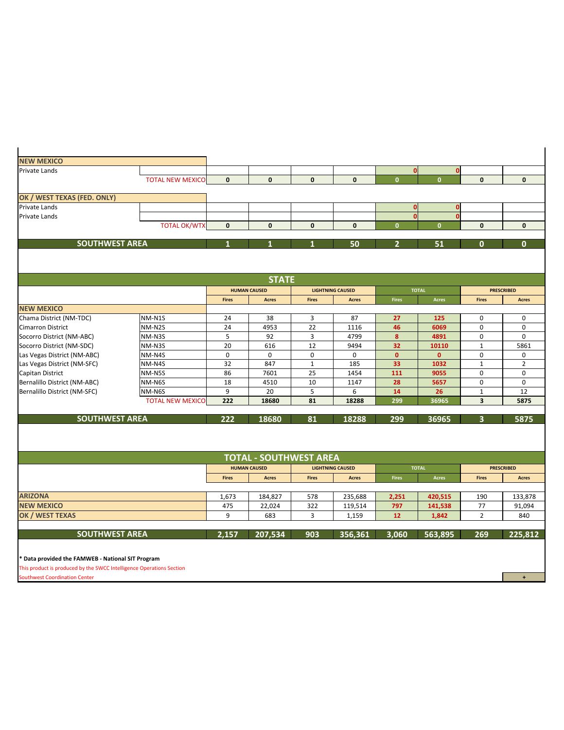| | | | | | | | | | |
|---|---|---|---|---|---|---|---|---|---|
| **NEW MEXICO** | | | | | | | | | |
| Private Lands | | | | | | 0 | 0 | | |
| | TOTAL NEW MEXICO | **0** | **0** | **0** | **0** | **0** | **0** | **0** | **0** |
| **OK / WEST TEXAS (FED. ONLY)** | | | | | | | | | |
| Private Lands | | | | | | 0 | 0 | | |
| Private Lands | | | | | | 0 | 0 | | |
| | TOTAL OK/WTX | **0** | **0** | **0** | **0** | **0** | **0** | **0** | **0** |
| **SOUTHWEST AREA** | | **1** | **1** | **1** | **50** | **2** | **51** | **0** | **0** |

## STATE

| | | HUMAN CAUSED | | LIGHTNING CAUSED | | TOTAL | | PRESCRIBED | |
|---|---|---|---|---|---|---|---|---|---|
| | | Fires | Acres | Fires | Acres | Fires | Acres | Fires | Acres |
| **NEW MEXICO** | | | | | | | | | |
| Chama District (NM-TDC) | NM-N1S | 24 | 38 | 3 | 87 | **27** | **125** | 0 | 0 |
| Cimarron District | NM-N2S | 24 | 4953 | 22 | 1116 | **46** | **6069** | 0 | 0 |
| Socorro District (NM-ABC) | NM-N3S | 5 | 92 | 3 | 4799 | **8** | **4891** | 0 | 0 |
| Socorro District (NM-SDC) | NM-N3S | 20 | 616 | 12 | 9494 | **32** | **10110** | 1 | 5861 |
| Las Vegas District (NM-ABC) | NM-N4S | 0 | 0 | 0 | 0 | **0** | **0** | 0 | 0 |
| Las Vegas District (NM-SFC) | NM-N4S | 32 | 847 | 1 | 185 | **33** | **1032** | 1 | 2 |
| Capitan District | NM-N5S | 86 | 7601 | 25 | 1454 | **111** | **9055** | 0 | 0 |
| Bernalillo District (NM-ABC) | NM-N6S | 18 | 4510 | 10 | 1147 | **28** | **5657** | 0 | 0 |
| Bernalillo District (NM-SFC) | NM-N6S | 9 | 20 | 5 | 6 | **14** | **26** | 1 | 12 |
| | TOTAL NEW MEXICO | **222** | **18680** | **81** | **18288** | **299** | **36965** | **3** | **5875** |
| **SOUTHWEST AREA** | | **222** | **18680** | **81** | **18288** | **299** | **36965** | **3** | **5875** |

## TOTAL - SOUTHWEST AREA

| | HUMAN CAUSED | | LIGHTNING CAUSED | | TOTAL | | PRESCRIBED | |
|---|---|---|---|---|---|---|---|---|
| | Fires | Acres | Fires | Acres | Fires | Acres | Fires | Acres |
| **ARIZONA** | 1,673 | 184,827 | 578 | 235,688 | **2,251** | **420,515** | 190 | 133,878 |
| **NEW MEXICO** | 475 | 22,024 | 322 | 119,514 | **797** | **141,538** | 77 | 91,094 |
| **OK / WEST TEXAS** | 9 | 683 | 3 | 1,159 | **12** | **1,842** | 2 | 840 |
| **SOUTHWEST AREA** | **2,157** | **207,534** | **903** | **356,361** | **3,060** | **563,895** | **269** | **225,812** |

**\* Data provided the FAMWEB - National SIT Program**

This product is produced by the SWCC Intelligence Operations Section

Southwest Coordination Center